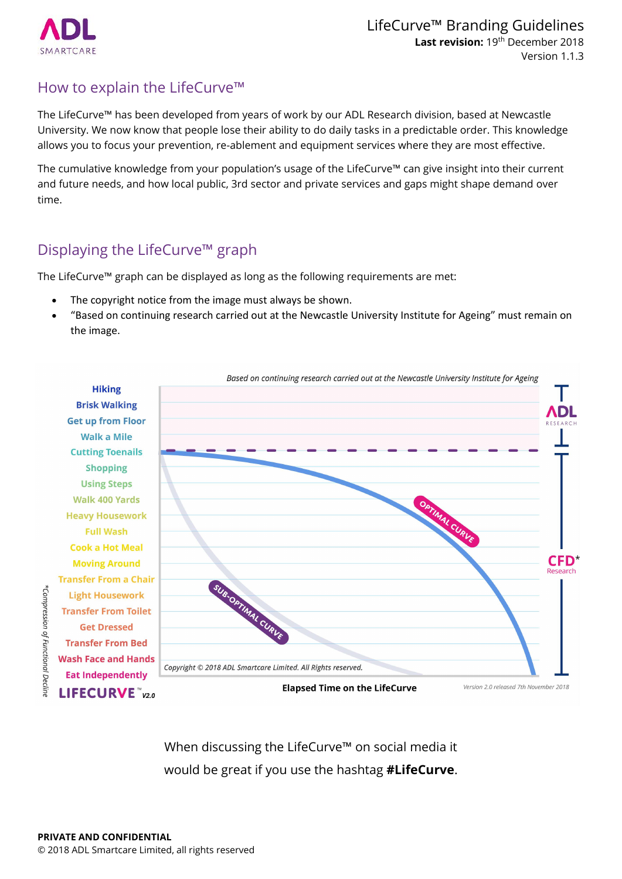# LifeCurve™ Branding Guidelines

**Last revision:** 19th December 2018
Version 1.1.3

## How to explain the LifeCurve™

The LifeCurve™ has been developed from years of work by our ADL Research division, based at Newcastle University. We now know that people lose their ability to do daily tasks in a predictable order. This knowledge allows you to focus your prevention, re-ablement and equipment services where they are most effective.

The cumulative knowledge from your population's usage of the LifeCurve™ can give insight into their current and future needs, and how local public, 3rd sector and private services and gaps might shape demand over time.

## Displaying the LifeCurve™ graph

The LifeCurve™ graph can be displayed as long as the following requirements are met:

- The copyright notice from the image must always be shown.
- "Based on continuing research carried out at the Newcastle University Institute for Ageing" must remain on the image.

*Based on continuing research carried out at the Newcastle University Institute for Ageing*

Hiking
Brisk Walking
Get up from Floor
Walk a Mile
Cutting Toenails
Shopping
Using Steps
Walk 400 Yards
Heavy Housework
Full Wash
Cook a Hot Meal
Moving Around
Transfer From a Chair
Light Housework
Transfer From Toilet
Get Dressed
Transfer From Bed
Wash Face and Hands
Eat Independently

OPTIMAL CURVE
SUB-OPTIMAL CURVE

ADL RESEARCH
CFD* Research

*Compression of Functional Decline

*Copyright © 2018 ADL Smartcare Limited. All Rights reserved.*

LIFECURVE™ V2.0

**Elapsed Time on the LifeCurve**

*Version 2.0 released 7th November 2018*

When discussing the LifeCurve™ on social media it would be great if you use the hashtag **#LifeCurve**.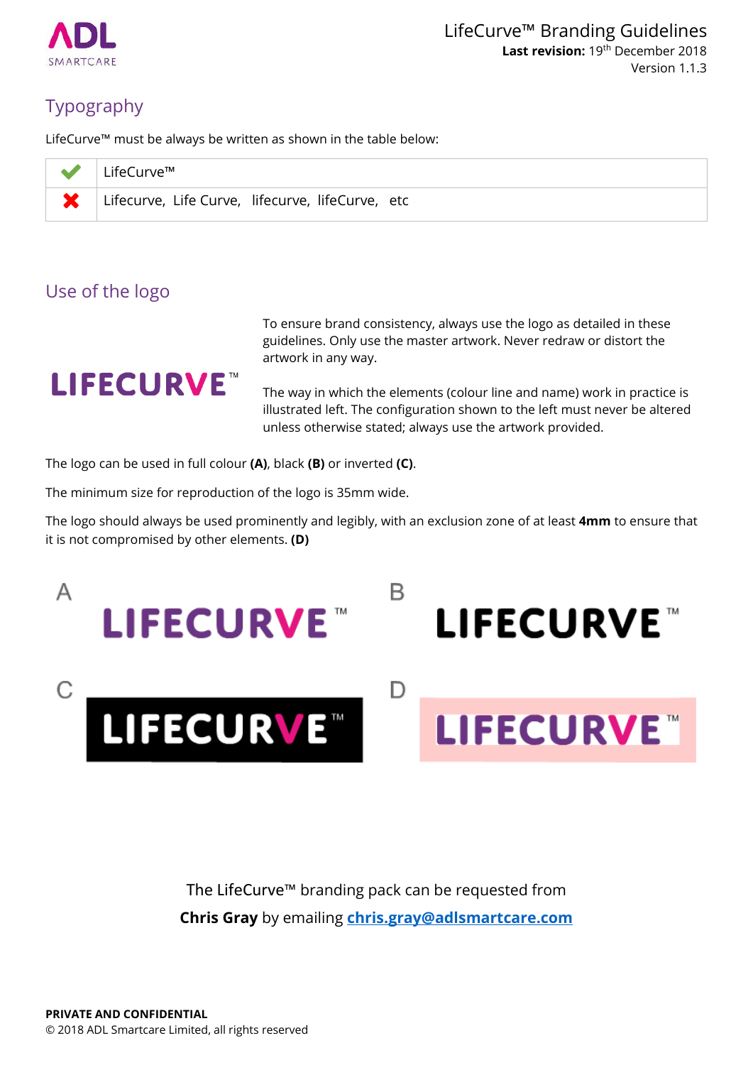## Typography

LifeCurve™ must be always be written as shown in the table below:

| | |
|---|---|
| ✔ | LifeCurve™ |
| ✖ | Lifecurve, Life Curve, lifecurve, lifeCurve, etc |

## Use of the logo

LIFECURVE™

To ensure brand consistency, always use the logo as detailed in these guidelines. Only use the master artwork. Never redraw or distort the artwork in any way.

The way in which the elements (colour line and name) work in practice is illustrated left. The configuration shown to the left must never be altered unless otherwise stated; always use the artwork provided.

The logo can be used in full colour **(A)**, black **(B)** or inverted **(C)**.

The minimum size for reproduction of the logo is 35mm wide.

The logo should always be used prominently and legibly, with an exclusion zone of at least **4mm** to ensure that it is not compromised by other elements. **(D)**

A

LIFECURVE™

B

LIFECURVE™

C

LIFECURVE™

D

LIFECURVE™

The LifeCurve™ branding pack can be requested from

**Chris Gray** by emailing **chris.gray@adlsmartcare.com**

**PRIVATE AND CONFIDENTIAL**

© 2018 ADL Smartcare Limited, all rights reserved